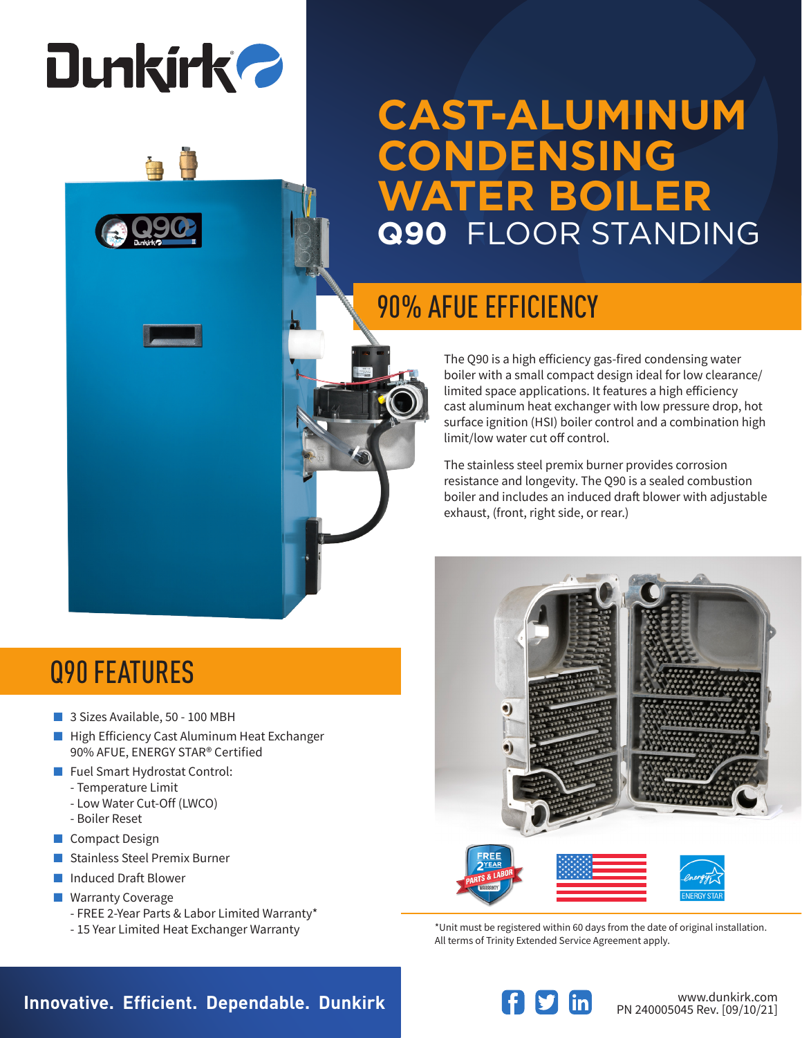# CAST-ALUMINUM CONDENSING WATER BOILER

## Q90 FLOOR STANDING

## 90% AFUE EFFICIENCY

The Q90 is a high efficiency gas-fired condensing water boiler with a small compact design ideal for low clearance/limited space applications. It features a high efficiency cast aluminum heat exchanger with low pressure drop, hot surface ignition (HSI) boiler control and a combination high limit/low water cut off control.

The stainless steel premix burner provides corrosion resistance and longevity. The Q90 is a sealed combustion boiler and includes an induced draft blower with adjustable exhaust, (front, right side, or rear.)

## Q90 FEATURES

- 3 Sizes Available, 50 - 100 MBH
- High Efficiency Cast Aluminum Heat Exchanger 90% AFUE, ENERGY STAR® Certified
- Fuel Smart Hydrostat Control:
  - Temperature Limit
  - Low Water Cut-Off (LWCO)
  - Boiler Reset
- Compact Design
- Stainless Steel Premix Burner
- Induced Draft Blower
- Warranty Coverage
  - FREE 2-Year Parts & Labor Limited Warranty*
  - 15 Year Limited Heat Exchanger Warranty

*Unit must be registered within 60 days from the date of original installation. All terms of Trinity Extended Service Agreement apply.

**Innovative. Efficient. Dependable. Dunkirk**

www.dunkirk.com
PN 240005045 Rev. [09/10/21]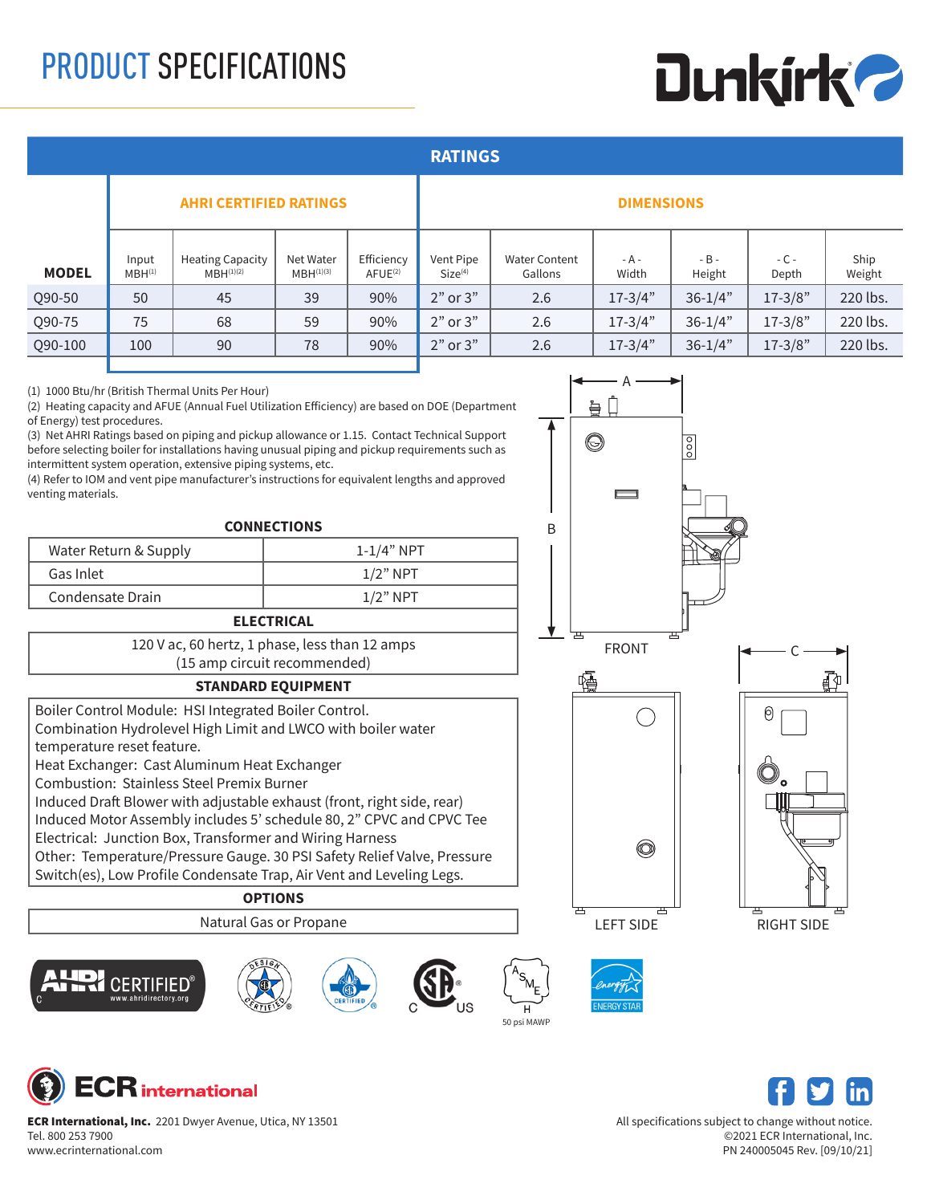# PRODUCT SPECIFICATIONS

## RATINGS

| MODEL | AHRI CERTIFIED RATINGS | | | | DIMENSIONS | | | | | |
|---|---|---|---|---|---|---|---|---|---|---|
| | Input MBH[1] | Heating Capacity MBH[1][2] | Net Water MBH[1][3] | Efficiency AFUE[2] | Vent Pipe Size[4] | Water Content Gallons | - A - Width | - B - Height | - C - Depth | Ship Weight |
| Q90-50 | 50 | 45 | 39 | 90% | 2" or 3" | 2.6 | 17-3/4" | 36-1/4" | 17-3/8" | 220 lbs. |
| Q90-75 | 75 | 68 | 59 | 90% | 2" or 3" | 2.6 | 17-3/4" | 36-1/4" | 17-3/8" | 220 lbs. |
| Q90-100 | 100 | 90 | 78 | 90% | 2" or 3" | 2.6 | 17-3/4" | 36-1/4" | 17-3/8" | 220 lbs. |

(1) 1000 Btu/hr (British Thermal Units Per Hour)
(2) Heating capacity and AFUE (Annual Fuel Utilization Efficiency) are based on DOE (Department of Energy) test procedures.
(3) Net AHRI Ratings based on piping and pickup allowance or 1.15. Contact Technical Support before selecting boiler for installations having unusual piping and pickup requirements such as intermittent system operation, extensive piping systems, etc.
(4) Refer to IOM and vent pipe manufacturer's instructions for equivalent lengths and approved venting materials.

### CONNECTIONS

| | |
|---|---|
| Water Return & Supply | 1-1/4" NPT |
| Gas Inlet | 1/2" NPT |
| Condensate Drain | 1/2" NPT |

### ELECTRICAL

120 V ac, 60 hertz, 1 phase, less than 12 amps (15 amp circuit recommended)

### STANDARD EQUIPMENT

Boiler Control Module: HSI Integrated Boiler Control.
Combination Hydrolevel High Limit and LWCO with boiler water temperature reset feature.
Heat Exchanger: Cast Aluminum Heat Exchanger
Combustion: Stainless Steel Premix Burner
Induced Draft Blower with adjustable exhaust (front, right side, rear)
Induced Motor Assembly includes 5' schedule 80, 2" CPVC and CPVC Tee
Electrical: Junction Box, Transformer and Wiring Harness
Other: Temperature/Pressure Gauge. 30 PSI Safety Relief Valve, Pressure Switch(es), Low Profile Condensate Trap, Air Vent and Leveling Legs.

### OPTIONS

Natural Gas or Propane

A
B
FRONT
C
LEFT SIDE
RIGHT SIDE

AHRI CERTIFIED www.ahridirectory.org

50 psi MAWP

ENERGY STAR

**ECR International, Inc.** 2201 Dwyer Avenue, Utica, NY 13501
Tel. 800 253 7900
www.ecrinternational.com

All specifications subject to change without notice.
©2021 ECR International, Inc.
PN 240005045 Rev. [09/10/21]